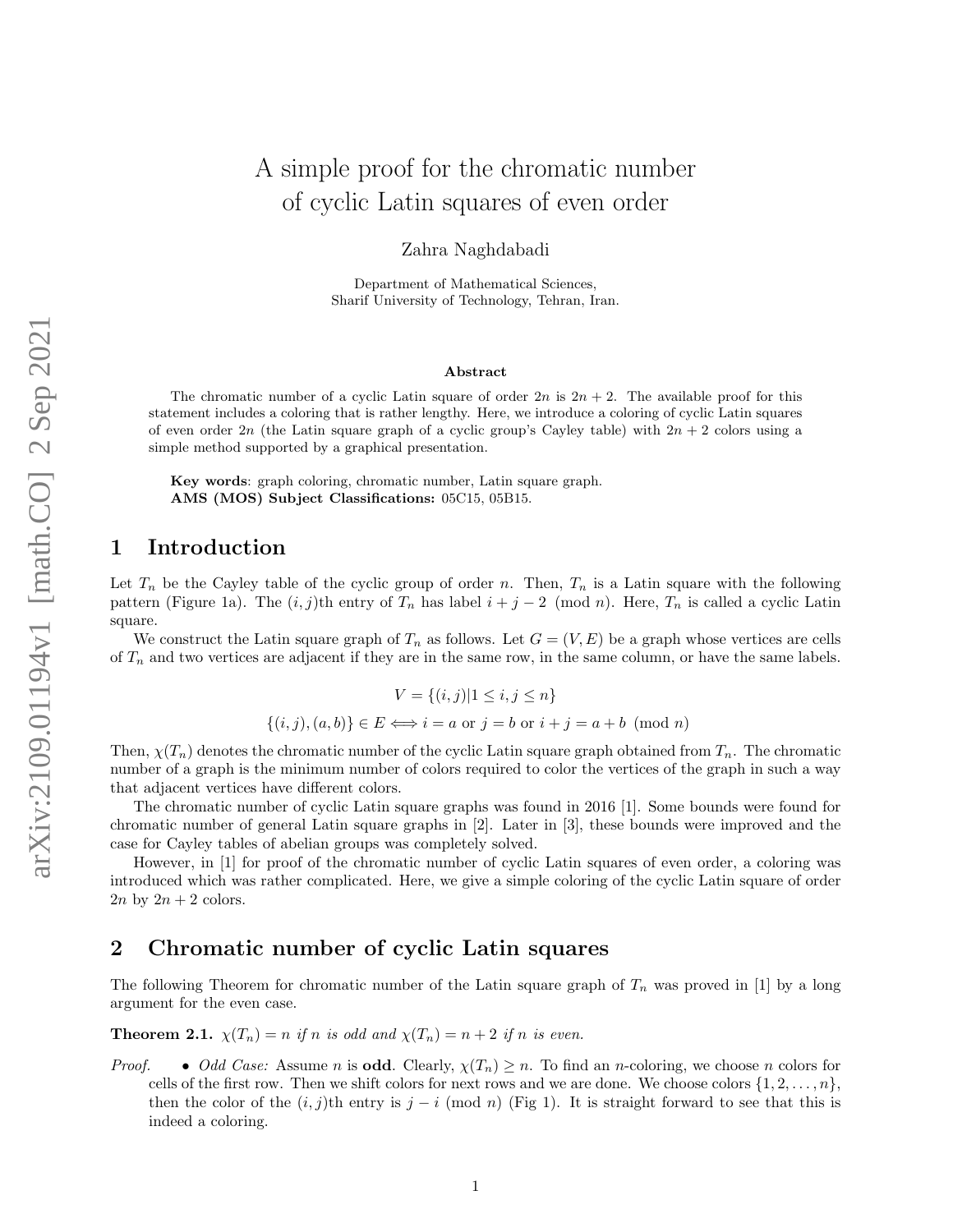# A simple proof for the chromatic number of cyclic Latin squares of even order

Zahra Naghdabadi

Department of Mathematical Sciences,
Sharif University of Technology, Tehran, Iran.

### Abstract

The chromatic number of a cyclic Latin square of order $2n$ is $2n + 2$. The available proof for this statement includes a coloring that is rather lengthy. Here, we introduce a coloring of cyclic Latin squares of even order $2n$ (the Latin square graph of a cyclic group's Cayley table) with $2n + 2$ colors using a simple method supported by a graphical presentation.

**Key words**: graph coloring, chromatic number, Latin square graph.
**AMS (MOS) Subject Classifications:** 05C15, 05B15.

## 1 Introduction

Let $T_n$ be the Cayley table of the cyclic group of order $n$. Then, $T_n$ is a Latin square with the following pattern (Figure 1a). The $(i, j)$th entry of $T_n$ has label $i + j - 2 \pmod n$. Here, $T_n$ is called a cyclic Latin square.

We construct the Latin square graph of $T_n$ as follows. Let $G = (V, E)$ be a graph whose vertices are cells of $T_n$ and two vertices are adjacent if they are in the same row, in the same column, or have the same labels.

$$V = \{(i, j)|1 \leq i, j \leq n\}$$

$$\{(i, j), (a, b)\} \in E \iff i = a \text{ or } j = b \text{ or } i + j = a + b \pmod n$$

Then, $\chi(T_n)$ denotes the chromatic number of the cyclic Latin square graph obtained from $T_n$. The chromatic number of a graph is the minimum number of colors required to color the vertices of the graph in such a way that adjacent vertices have different colors.

The chromatic number of cyclic Latin square graphs was found in 2016 [1]. Some bounds were found for chromatic number of general Latin square graphs in [2]. Later in [3], these bounds were improved and the case for Cayley tables of abelian groups was completely solved.

However, in [1] for proof of the chromatic number of cyclic Latin squares of even order, a coloring was introduced which was rather complicated. Here, we give a simple coloring of the cyclic Latin square of order $2n$ by $2n + 2$ colors.

## 2 Chromatic number of cyclic Latin squares

The following Theorem for chromatic number of the Latin square graph of $T_n$ was proved in [1] by a long argument for the even case.

**Theorem 2.1.** *$\chi(T_n) = n$ if $n$ is odd and $\chi(T_n) = n + 2$ if $n$ is even.*

*Proof.*

- *Odd Case:* Assume $n$ is **odd**. Clearly, $\chi(T_n) \geq n$. To find an $n$-coloring, we choose $n$ colors for cells of the first row. Then we shift colors for next rows and we are done. We choose colors $\{1, 2, \ldots, n\}$, then the color of the $(i, j)$th entry is $j - i \pmod n$ (Fig 1). It is straight forward to see that this is indeed a coloring.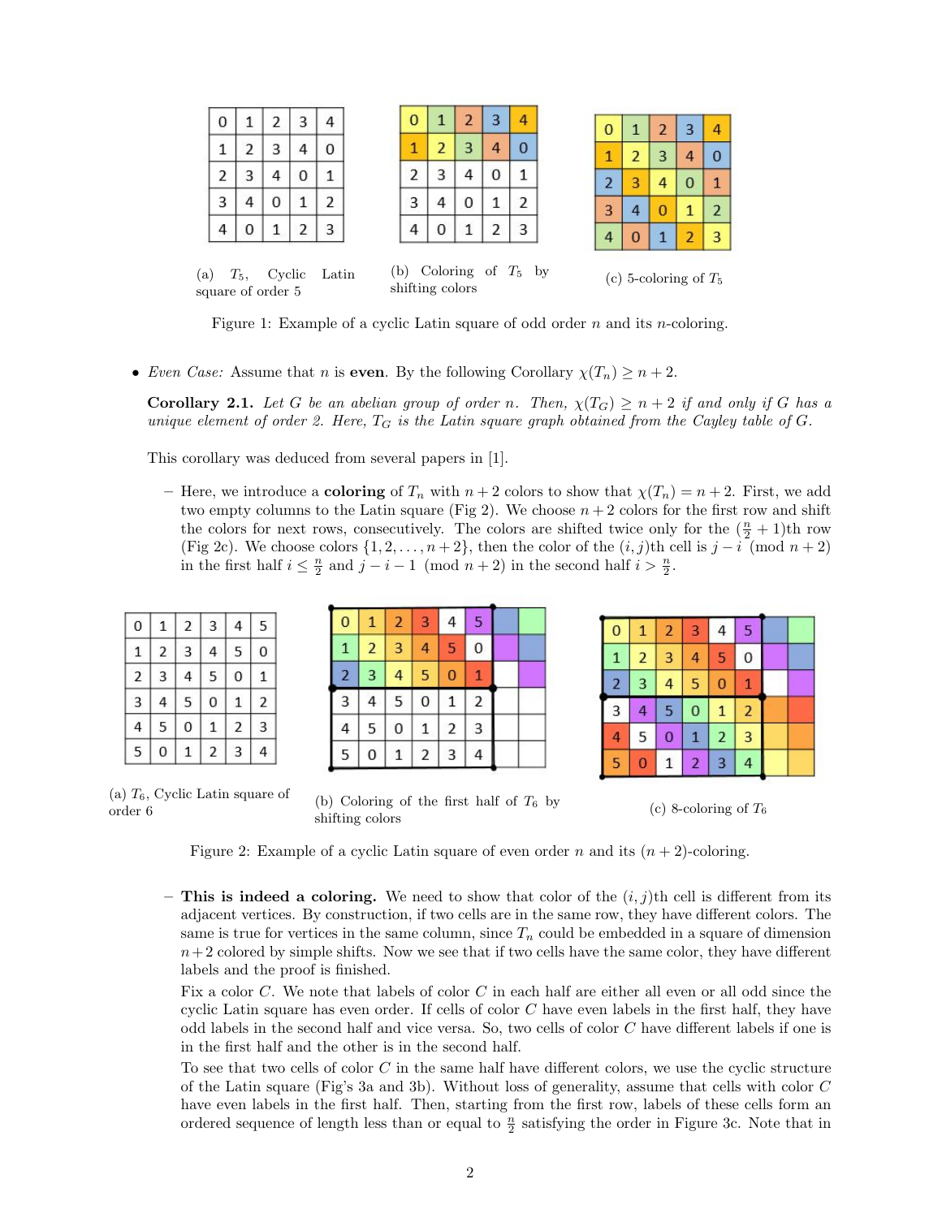| 0 | 1 | 2 | 3 | 4 |
|---|---|---|---|---|
| 1 | 2 | 3 | 4 | 0 |
| 2 | 3 | 4 | 0 | 1 |
| 3 | 4 | 0 | 1 | 2 |
| 4 | 0 | 1 | 2 | 3 |

(a) $T_5$, Cyclic Latin square of order 5

(b) Coloring of $T_5$ by shifting colors

(c) 5-coloring of $T_5$

Figure 1: Example of a cyclic Latin square of odd order $n$ and its $n$-coloring.

- *Even Case:* Assume that $n$ is **even**. By the following Corollary $\chi(T_n) \geq n + 2$.

  **Corollary 2.1.** *Let $G$ be an abelian group of order $n$. Then, $\chi(T_G) \geq n + 2$ if and only if $G$ has a unique element of order 2. Here, $T_G$ is the Latin square graph obtained from the Cayley table of $G$.*

  This corollary was deduced from several papers in [1].

  - Here, we introduce a **coloring** of $T_n$ with $n+2$ colors to show that $\chi(T_n) = n+2$. First, we add two empty columns to the Latin square (Fig 2). We choose $n+2$ colors for the first row and shift the colors for next rows, consecutively. The colors are shifted twice only for the $(\frac{n}{2}+1)$th row (Fig 2c). We choose colors $\{1, 2, \ldots, n+2\}$, then the color of the $(i, j)$th cell is $j - i \pmod{n+2}$ in the first half $i \leq \frac{n}{2}$ and $j - i - 1 \pmod{n+2}$ in the second half $i > \frac{n}{2}$.

| 0 | 1 | 2 | 3 | 4 | 5 |
|---|---|---|---|---|---|
| 1 | 2 | 3 | 4 | 5 | 0 |
| 2 | 3 | 4 | 5 | 0 | 1 |
| 3 | 4 | 5 | 0 | 1 | 2 |
| 4 | 5 | 0 | 1 | 2 | 3 |
| 5 | 0 | 1 | 2 | 3 | 4 |

(a) $T_6$, Cyclic Latin square of order 6

(b) Coloring of the first half of $T_6$ by shifting colors

(c) 8-coloring of $T_6$

Figure 2: Example of a cyclic Latin square of even order $n$ and its $(n+2)$-coloring.

  - **This is indeed a coloring.** We need to show that color of the $(i, j)$th cell is different from its adjacent vertices. By construction, if two cells are in the same row, they have different colors. The same is true for vertices in the same column, since $T_n$ could be embedded in a square of dimension $n+2$ colored by simple shifts. Now we see that if two cells have the same color, they have different labels and the proof is finished.

    Fix a color $C$. We note that labels of color $C$ in each half are either all even or all odd since the cyclic Latin square has even order. If cells of color $C$ have even labels in the first half, they have odd labels in the second half and vice versa. So, two cells of color $C$ have different labels if one is in the first half and the other is in the second half.

    To see that two cells of color $C$ in the same half have different colors, we use the cyclic structure of the Latin square (Fig's 3a and 3b). Without loss of generality, assume that cells with color $C$ have even labels in the first half. Then, starting from the first row, labels of these cells form an ordered sequence of length less than or equal to $\frac{n}{2}$ satisfying the order in Figure 3c. Note that in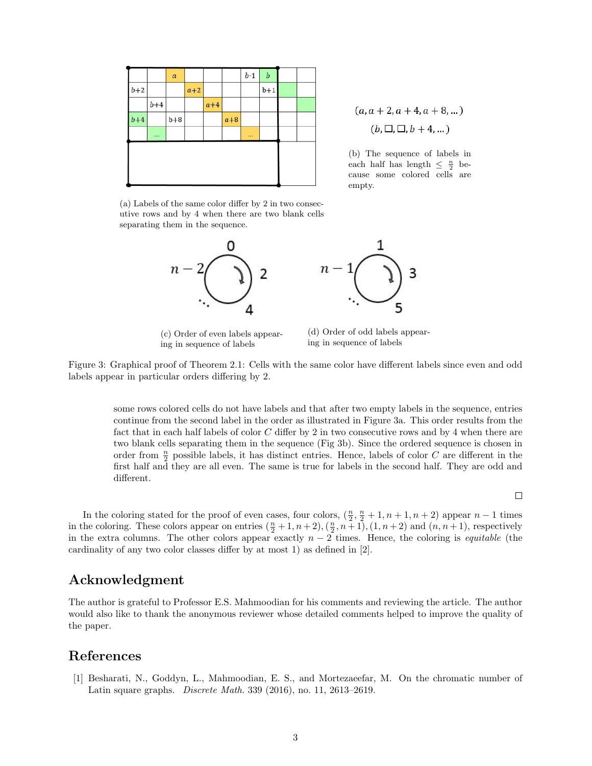(a) Labels of the same color differ by 2 in two consecutive rows and by 4 when there are two blank cells separating them in the sequence.

$(a, a+2, a+4, a+8, \dots)$

$(b, \square, \square, b+4, \dots)$

(b) The sequence of labels in each half has length $\leq \frac{n}{2}$ because some colored cells are empty.

(c) Order of even labels appearing in sequence of labels

(d) Order of odd labels appearing in sequence of labels

Figure 3: Graphical proof of Theorem 2.1: Cells with the same color have different labels since even and odd labels appear in particular orders differing by 2.

some rows colored cells do not have labels and that after two empty labels in the sequence, entries continue from the second label in the order as illustrated in Figure 3a. This order results from the fact that in each half labels of color $C$ differ by 2 in two consecutive rows and by 4 when there are two blank cells separating them in the sequence (Fig 3b). Since the ordered sequence is chosen in order from $\frac{n}{2}$ possible labels, it has distinct entries. Hence, labels of color $C$ are different in the first half and they are all even. The same is true for labels in the second half. They are odd and different.

□

In the coloring stated for the proof of even cases, four colors, $(\frac{n}{2}, \frac{n}{2}+1, n+1, n+2)$ appear $n-1$ times in the coloring. These colors appear on entries $(\frac{n}{2}+1, n+2), (\frac{n}{2}, n+1), (1, n+2)$ and $(n, n+1)$, respectively in the extra columns. The other colors appear exactly $n-2$ times. Hence, the coloring is *equitable* (the cardinality of any two color classes differ by at most 1) as defined in [2].

## Acknowledgment

The author is grateful to Professor E.S. Mahmoodian for his comments and reviewing the article. The author would also like to thank the anonymous reviewer whose detailed comments helped to improve the quality of the paper.

## References

[1] Besharati, N., Goddyn, L., Mahmoodian, E. S., and Mortezaeefar, M. On the chromatic number of Latin square graphs. *Discrete Math.* 339 (2016), no. 11, 2613–2619.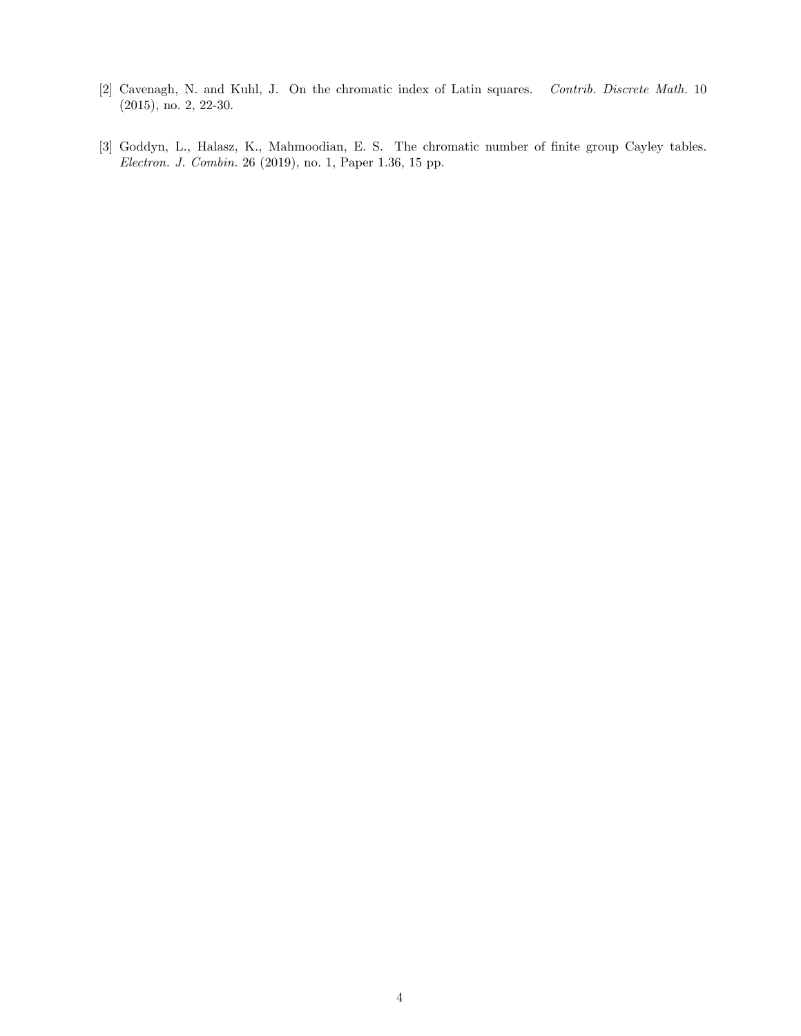[2] Cavenagh, N. and Kuhl, J. On the chromatic index of Latin squares. *Contrib. Discrete Math.* 10 (2015), no. 2, 22-30.

[3] Goddyn, L., Halasz, K., Mahmoodian, E. S. The chromatic number of finite group Cayley tables. *Electron. J. Combin.* 26 (2019), no. 1, Paper 1.36, 15 pp.